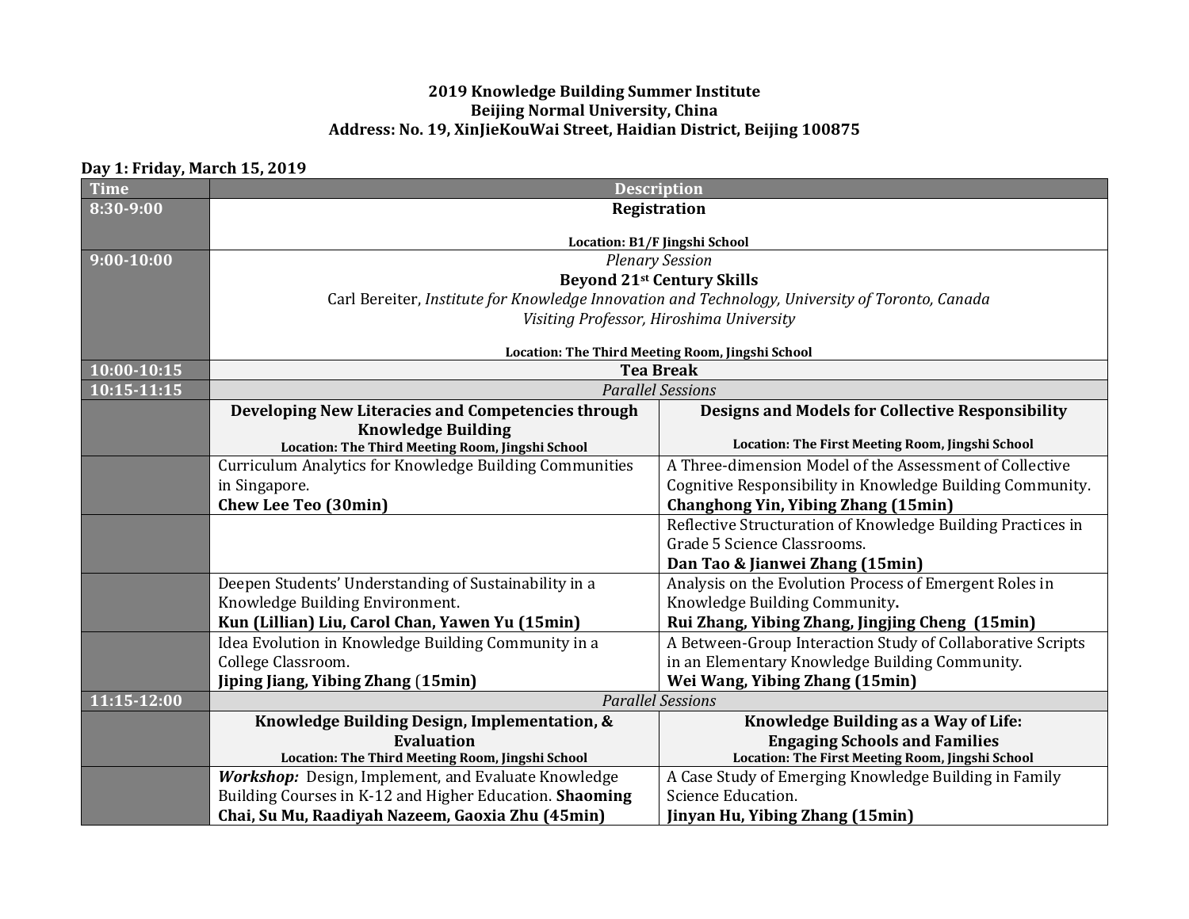**2019 Knowledge Building Summer Institute**
**Beijing Normal University, China**
**Address: No. 19, XinJieKouWai Street, Haidian District, Beijing 100875**

**Day 1: Friday, March 15, 2019**

| Time | Description | |
|---|---|---|
| 8:30-9:00 | **Registration**<br><br>**Location: B1/F Jingshi School** | |
| 9:00-10:00 | *Plenary Session*<br>**Beyond 21st Century Skills**<br>Carl Bereiter, *Institute for Knowledge Innovation and Technology, University of Toronto, Canada*<br>*Visiting Professor, Hiroshima University*<br><br>**Location: The Third Meeting Room, Jingshi School** | |
| 10:00-10:15 | **Tea Break** | |
| 10:15-11:15 | *Parallel Sessions* | |
| | **Developing New Literacies and Competencies through Knowledge Building**<br>**Location: The Third Meeting Room, Jingshi School** | **Designs and Models for Collective Responsibility**<br><br>**Location: The First Meeting Room, Jingshi School** |
| | Curriculum Analytics for Knowledge Building Communities in Singapore.<br>**Chew Lee Teo (30min)** | A Three-dimension Model of the Assessment of Collective Cognitive Responsibility in Knowledge Building Community.<br>**Changhong Yin, Yibing Zhang (15min)** |
| | | Reflective Structuration of Knowledge Building Practices in Grade 5 Science Classrooms.<br>**Dan Tao & Jianwei Zhang (15min)** |
| | Deepen Students' Understanding of Sustainability in a Knowledge Building Environment.<br>**Kun (Lillian) Liu, Carol Chan, Yawen Yu (15min)** | Analysis on the Evolution Process of Emergent Roles in Knowledge Building Community**.**<br>**Rui Zhang, Yibing Zhang, Jingjing Cheng (15min)** |
| | Idea Evolution in Knowledge Building Community in a College Classroom.<br>**Jiping Jiang, Yibing Zhang** (**15min)** | A Between-Group Interaction Study of Collaborative Scripts in an Elementary Knowledge Building Community.<br>**Wei Wang, Yibing Zhang (15min)** |
| 11:15-12:00 | *Parallel Sessions* | |
| | **Knowledge Building Design, Implementation, & Evaluation**<br>**Location: The Third Meeting Room, Jingshi School** | **Knowledge Building as a Way of Life: Engaging Schools and Families**<br>**Location: The First Meeting Room, Jingshi School** |
| | ***Workshop:*** Design, Implement, and Evaluate Knowledge Building Courses in K-12 and Higher Education. **Shaoming Chai, Su Mu, Raadiyah Nazeem, Gaoxia Zhu (45min)** | A Case Study of Emerging Knowledge Building in Family Science Education.<br>**Jinyan Hu, Yibing Zhang (15min)** |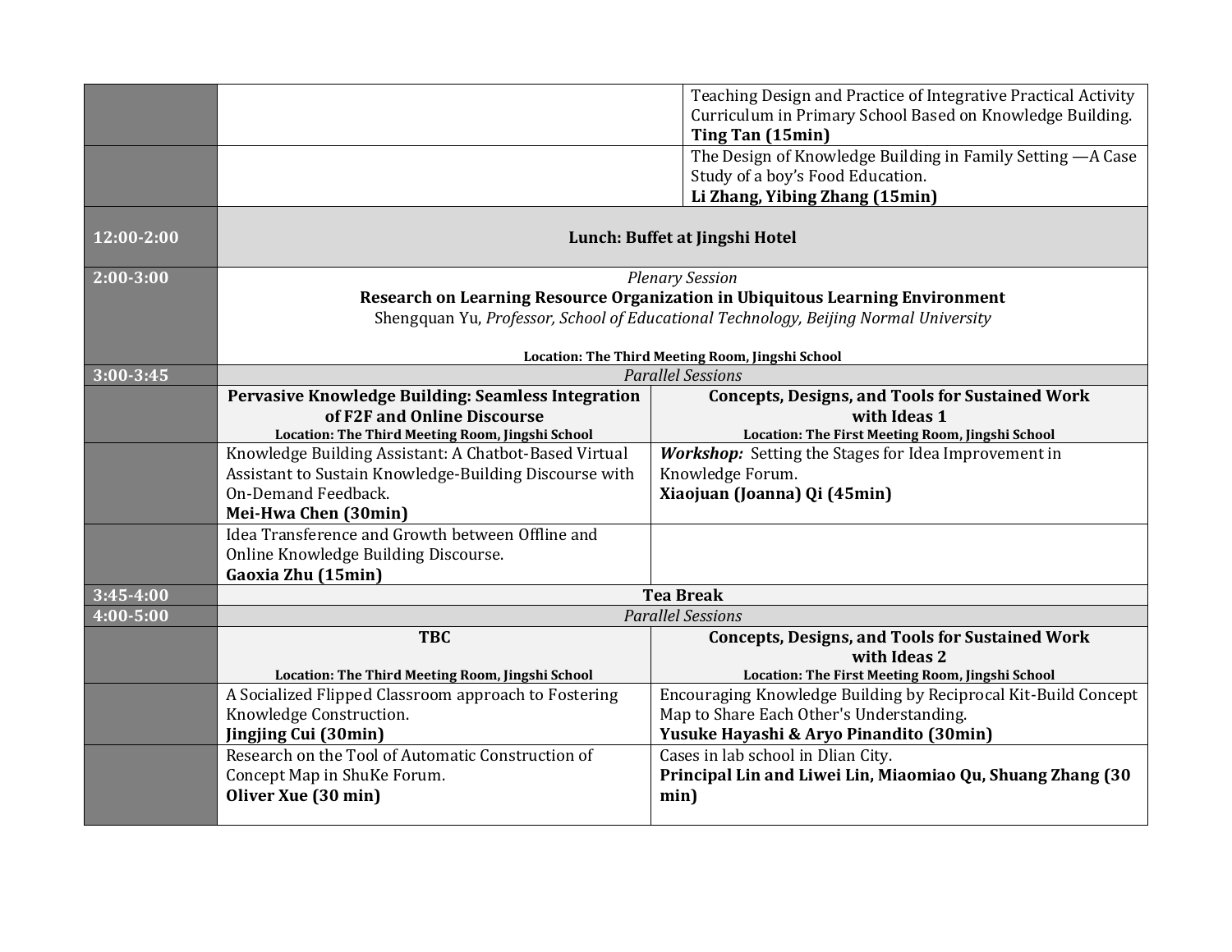| Time | Session A | Session B |
|---|---|---|
| | | Teaching Design and Practice of Integrative Practical Activity Curriculum in Primary School Based on Knowledge Building. **Ting Tan (15min)** |
| | | The Design of Knowledge Building in Family Setting —A Case Study of a boy's Food Education. **Li Zhang, Yibing Zhang (15min)** |
| **12:00-2:00** | **Lunch: Buffet at Jingshi Hotel** | |
| **2:00-3:00** | *Plenary Session*<br>**Research on Learning Resource Organization in Ubiquitous Learning Environment**<br>Shengquan Yu, *Professor, School of Educational Technology, Beijing Normal University*<br>**Location: The Third Meeting Room, Jingshi School** | |
| **3:00-3:45** | *Parallel Sessions* | |
| | **Pervasive Knowledge Building: Seamless Integration of F2F and Online Discourse**<br>**Location: The Third Meeting Room, Jingshi School** | **Concepts, Designs, and Tools for Sustained Work with Ideas 1**<br>**Location: The First Meeting Room, Jingshi School** |
| | Knowledge Building Assistant: A Chatbot-Based Virtual Assistant to Sustain Knowledge-Building Discourse with On-Demand Feedback. **Mei-Hwa Chen (30min)** | ***Workshop:*** Setting the Stages for Idea Improvement in Knowledge Forum. **Xiaojuan (Joanna) Qi (45min)** |
| | Idea Transference and Growth between Offline and Online Knowledge Building Discourse. **Gaoxia Zhu (15min)** | |
| **3:45-4:00** | **Tea Break** | |
| **4:00-5:00** | *Parallel Sessions* | |
| | **TBC**<br>**Location: The Third Meeting Room, Jingshi School** | **Concepts, Designs, and Tools for Sustained Work with Ideas 2**<br>**Location: The First Meeting Room, Jingshi School** |
| | A Socialized Flipped Classroom approach to Fostering Knowledge Construction. **Jingjing Cui (30min)** | Encouraging Knowledge Building by Reciprocal Kit-Build Concept Map to Share Each Other's Understanding. **Yusuke Hayashi & Aryo Pinandito (30min)** |
| | Research on the Tool of Automatic Construction of Concept Map in ShuKe Forum. **Oliver Xue (30 min)** | Cases in lab school in Dlian City. **Principal Lin and Liwei Lin, Miaomiao Qu, Shuang Zhang (30 min)** |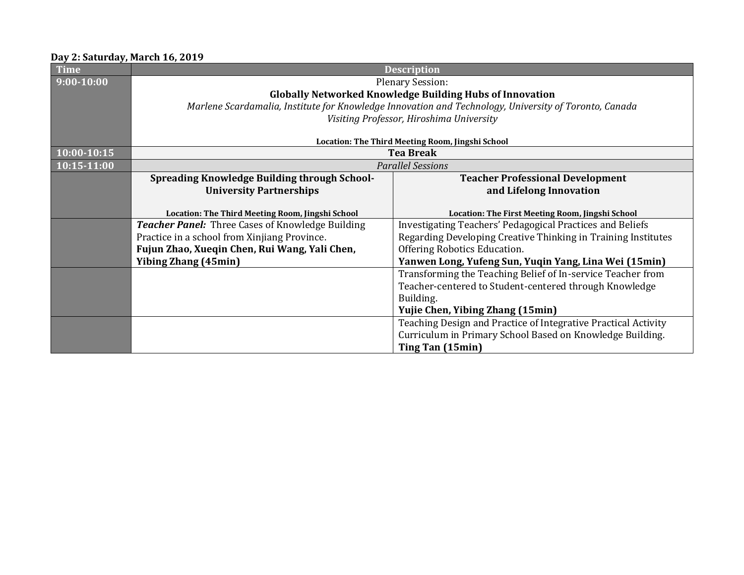**Day 2: Saturday, March 16, 2019**

| Time | Description | |
|---|---|---|
| 9:00-10:00 | Plenary Session:<br>**Globally Networked Knowledge Building Hubs of Innovation**<br>*Marlene Scardamalia, Institute for Knowledge Innovation and Technology, University of Toronto, Canada*<br>*Visiting Professor, Hiroshima University*<br><br>**Location: The Third Meeting Room, Jingshi School** | |
| 10:00-10:15 | **Tea Break** | |
| 10:15-11:00 | *Parallel Sessions* | |
| | **Spreading Knowledge Building through School-University Partnerships**<br><br>**Location: The Third Meeting Room, Jingshi School** | **Teacher Professional Development and Lifelong Innovation**<br><br>**Location: The First Meeting Room, Jingshi School** |
| | ***Teacher Panel:*** Three Cases of Knowledge Building Practice in a school from Xinjiang Province.<br>**Fujun Zhao, Xueqin Chen, Rui Wang, Yali Chen, Yibing Zhang (45min)** | Investigating Teachers' Pedagogical Practices and Beliefs Regarding Developing Creative Thinking in Training Institutes Offering Robotics Education.<br>**Yanwen Long, Yufeng Sun, Yuqin Yang, Lina Wei (15min)** |
| | | Transforming the Teaching Belief of In-service Teacher from Teacher-centered to Student-centered through Knowledge Building.<br>**Yujie Chen, Yibing Zhang (15min)** |
| | | Teaching Design and Practice of Integrative Practical Activity Curriculum in Primary School Based on Knowledge Building.<br>**Ting Tan (15min)** |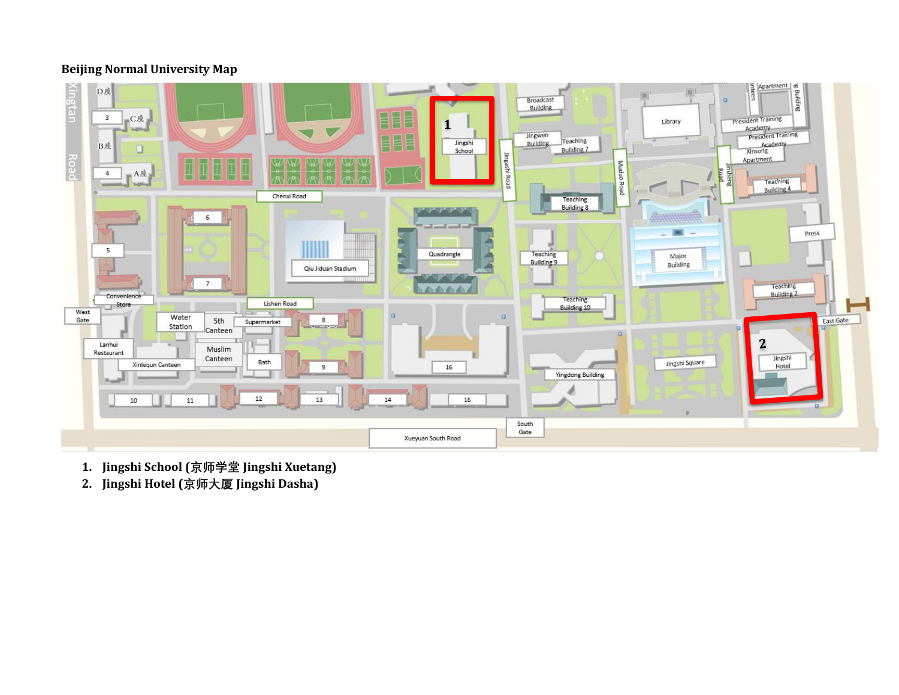**Beijing Normal University Map**

1. **Jingshi School (京师学堂 Jingshi Xuetang)**
2. **Jingshi Hotel (京师大厦 Jingshi Dasha)**